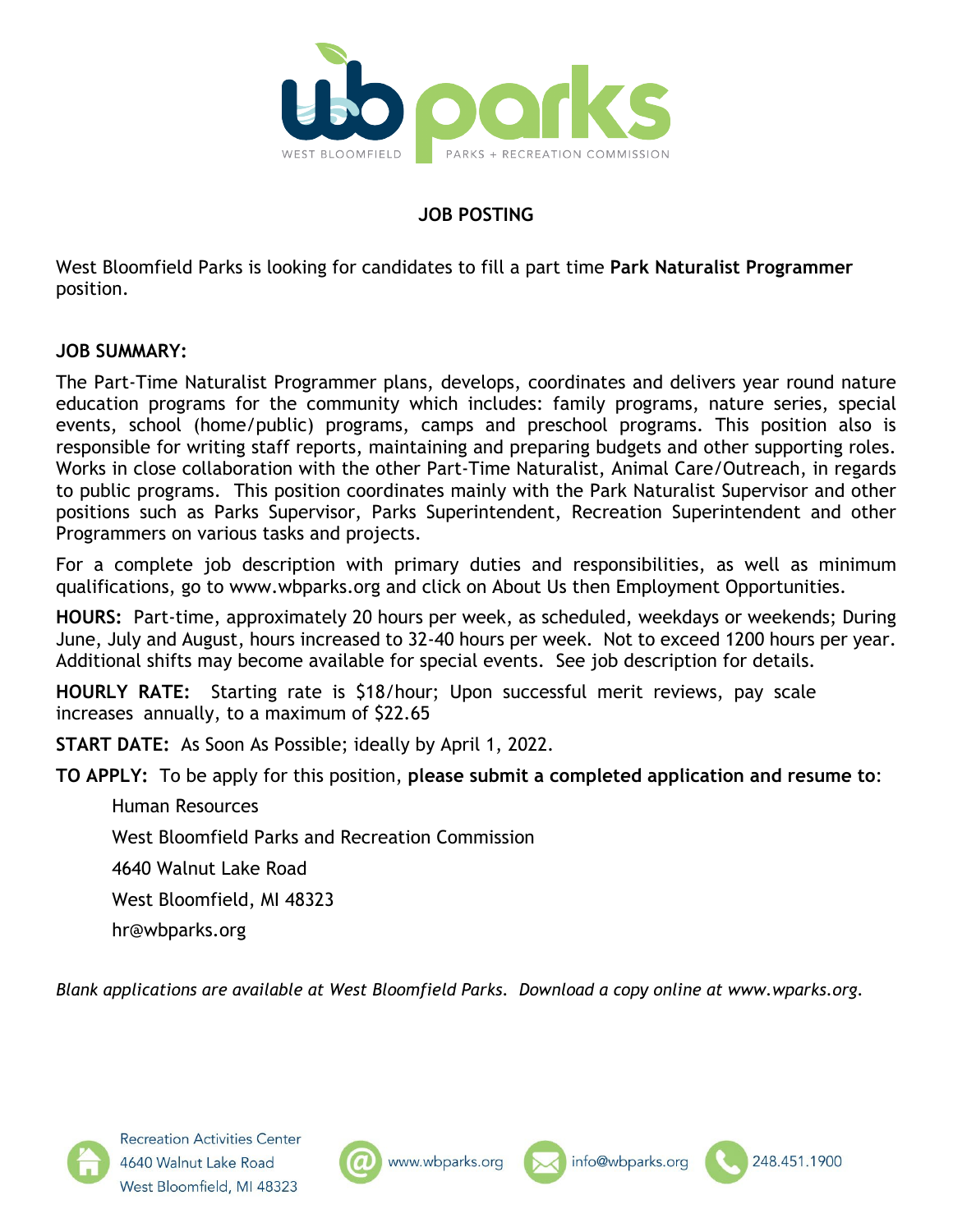# JOB POSTING

West Bloomfield Parks is looking for candidates to fill a part time **Park Naturalist Programmer** position.

**JOB SUMMARY:**

The Part-Time Naturalist Programmer plans, develops, coordinates and delivers year round nature education programs for the community which includes: family programs, nature series, special events, school (home/public) programs, camps and preschool programs. This position also is responsible for writing staff reports, maintaining and preparing budgets and other supporting roles. Works in close collaboration with the other Part-Time Naturalist, Animal Care/Outreach, in regards to public programs. This position coordinates mainly with the Park Naturalist Supervisor and other positions such as Parks Supervisor, Parks Superintendent, Recreation Superintendent and other Programmers on various tasks and projects.

For a complete job description with primary duties and responsibilities, as well as minimum qualifications, go to www.wbparks.org and click on About Us then Employment Opportunities.

**HOURS:** Part-time, approximately 20 hours per week, as scheduled, weekdays or weekends; During June, July and August, hours increased to 32-40 hours per week. Not to exceed 1200 hours per year. Additional shifts may become available for special events. See job description for details.

**HOURLY RATE:** Starting rate is $18/hour; Upon successful merit reviews, pay scale increases annually, to a maximum of $22.65

**START DATE:** As Soon As Possible; ideally by April 1, 2022.

**TO APPLY:** To be apply for this position, **please submit a completed application and resume to**:

Human Resources

West Bloomfield Parks and Recreation Commission

4640 Walnut Lake Road

West Bloomfield, MI 48323

hr@wbparks.org

*Blank applications are available at West Bloomfield Parks. Download a copy online at www.wparks.org.*

Recreation Activities Center
4640 Walnut Lake Road
West Bloomfield, MI 48323

www.wbparks.org | info@wbparks.org | 248.451.1900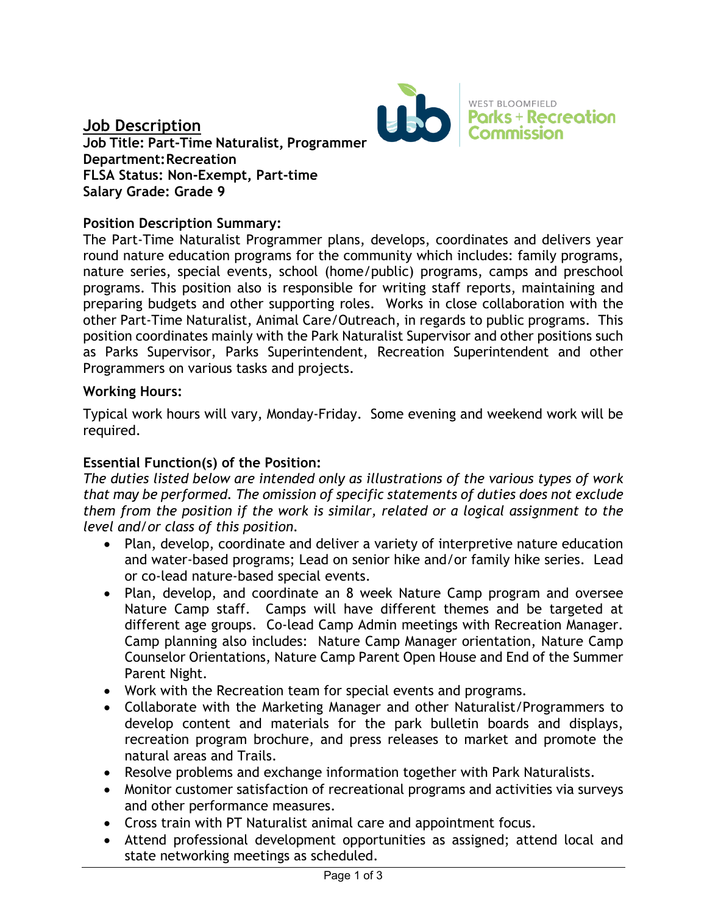WEST BLOOMFIELD
Parks + Recreation
Commission

## Job Description

**Job Title: Part-Time Naturalist, Programmer**
**Department: Recreation**
**FLSA Status: Non-Exempt, Part-time**
**Salary Grade: Grade 9**

### Position Description Summary:

The Part-Time Naturalist Programmer plans, develops, coordinates and delivers year round nature education programs for the community which includes: family programs, nature series, special events, school (home/public) programs, camps and preschool programs. This position also is responsible for writing staff reports, maintaining and preparing budgets and other supporting roles. Works in close collaboration with the other Part-Time Naturalist, Animal Care/Outreach, in regards to public programs. This position coordinates mainly with the Park Naturalist Supervisor and other positions such as Parks Supervisor, Parks Superintendent, Recreation Superintendent and other Programmers on various tasks and projects.

### Working Hours:

Typical work hours will vary, Monday-Friday. Some evening and weekend work will be required.

### Essential Function(s) of the Position:

*The duties listed below are intended only as illustrations of the various types of work that may be performed. The omission of specific statements of duties does not exclude them from the position if the work is similar, related or a logical assignment to the level and/or class of this position.*

- Plan, develop, coordinate and deliver a variety of interpretive nature education and water-based programs; Lead on senior hike and/or family hike series. Lead or co-lead nature-based special events.
- Plan, develop, and coordinate an 8 week Nature Camp program and oversee Nature Camp staff. Camps will have different themes and be targeted at different age groups. Co-lead Camp Admin meetings with Recreation Manager. Camp planning also includes: Nature Camp Manager orientation, Nature Camp Counselor Orientations, Nature Camp Parent Open House and End of the Summer Parent Night.
- Work with the Recreation team for special events and programs.
- Collaborate with the Marketing Manager and other Naturalist/Programmers to develop content and materials for the park bulletin boards and displays, recreation program brochure, and press releases to market and promote the natural areas and Trails.
- Resolve problems and exchange information together with Park Naturalists.
- Monitor customer satisfaction of recreational programs and activities via surveys and other performance measures.
- Cross train with PT Naturalist animal care and appointment focus.
- Attend professional development opportunities as assigned; attend local and state networking meetings as scheduled.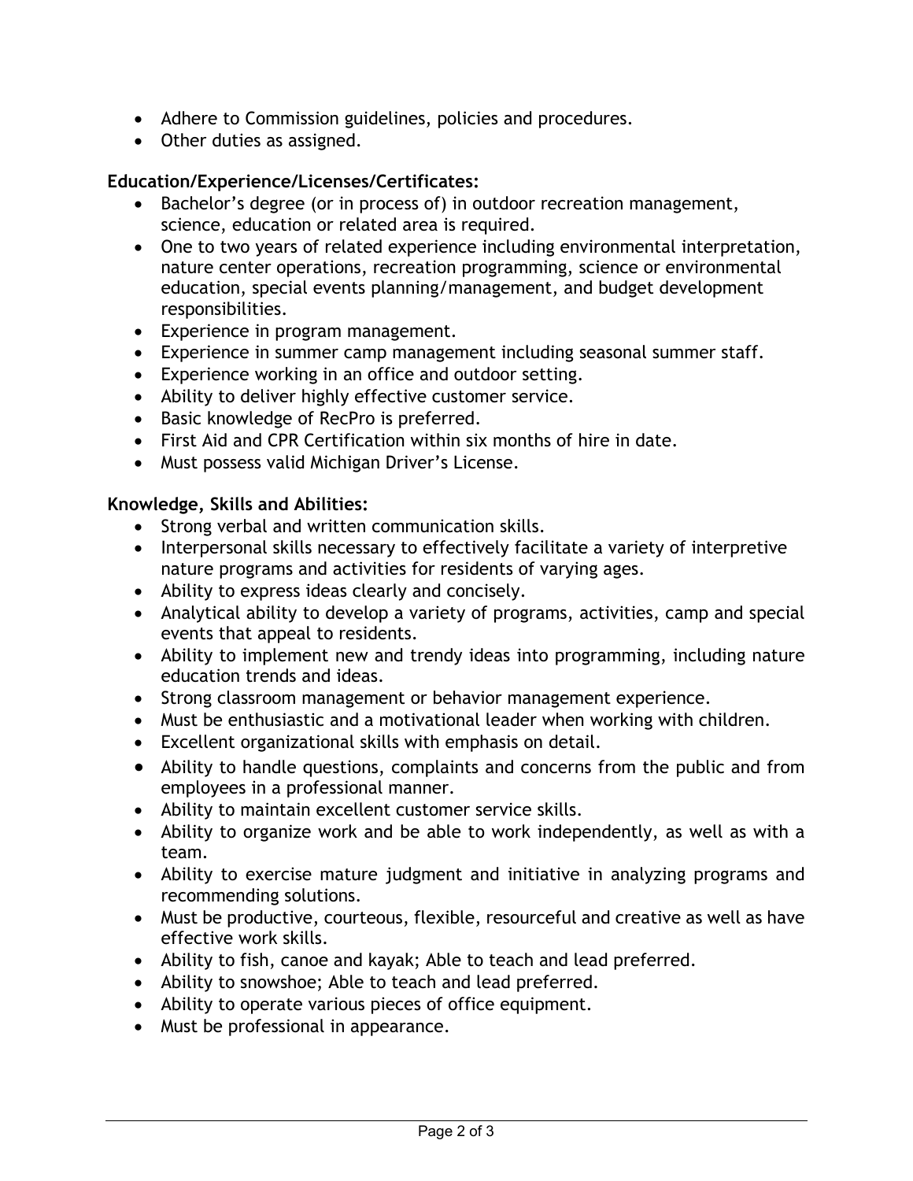- Adhere to Commission guidelines, policies and procedures.
- Other duties as assigned.

**Education/Experience/Licenses/Certificates:**

- Bachelor's degree (or in process of) in outdoor recreation management, science, education or related area is required.
- One to two years of related experience including environmental interpretation, nature center operations, recreation programming, science or environmental education, special events planning/management, and budget development responsibilities.
- Experience in program management.
- Experience in summer camp management including seasonal summer staff.
- Experience working in an office and outdoor setting.
- Ability to deliver highly effective customer service.
- Basic knowledge of RecPro is preferred.
- First Aid and CPR Certification within six months of hire in date.
- Must possess valid Michigan Driver's License.

**Knowledge, Skills and Abilities:**

- Strong verbal and written communication skills.
- Interpersonal skills necessary to effectively facilitate a variety of interpretive nature programs and activities for residents of varying ages.
- Ability to express ideas clearly and concisely.
- Analytical ability to develop a variety of programs, activities, camp and special events that appeal to residents.
- Ability to implement new and trendy ideas into programming, including nature education trends and ideas.
- Strong classroom management or behavior management experience.
- Must be enthusiastic and a motivational leader when working with children.
- Excellent organizational skills with emphasis on detail.
- Ability to handle questions, complaints and concerns from the public and from employees in a professional manner.
- Ability to maintain excellent customer service skills.
- Ability to organize work and be able to work independently, as well as with a team.
- Ability to exercise mature judgment and initiative in analyzing programs and recommending solutions.
- Must be productive, courteous, flexible, resourceful and creative as well as have effective work skills.
- Ability to fish, canoe and kayak; Able to teach and lead preferred.
- Ability to snowshoe; Able to teach and lead preferred.
- Ability to operate various pieces of office equipment.
- Must be professional in appearance.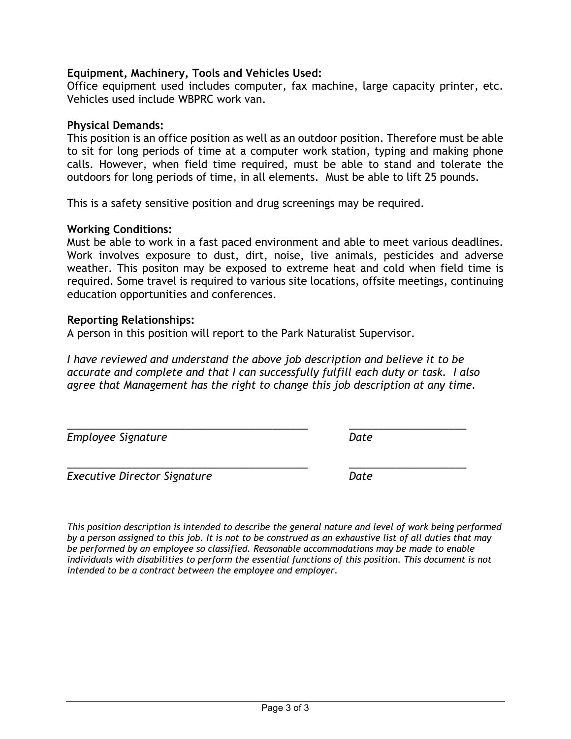**Equipment, Machinery, Tools and Vehicles Used:**
Office equipment used includes computer, fax machine, large capacity printer, etc. Vehicles used include WBPRC work van.

**Physical Demands:**
This position is an office position as well as an outdoor position. Therefore must be able to sit for long periods of time at a computer work station, typing and making phone calls. However, when field time required, must be able to stand and tolerate the outdoors for long periods of time, in all elements. Must be able to lift 25 pounds.

This is a safety sensitive position and drug screenings may be required.

**Working Conditions:**
Must be able to work in a fast paced environment and able to meet various deadlines. Work involves exposure to dust, dirt, noise, live animals, pesticides and adverse weather. This positon may be exposed to extreme heat and cold when field time is required. Some travel is required to various site locations, offsite meetings, continuing education opportunities and conferences.

**Reporting Relationships:**
A person in this position will report to the Park Naturalist Supervisor.

*I have reviewed and understand the above job description and believe it to be accurate and complete and that I can successfully fulfill each duty or task. I also agree that Management has the right to change this job description at any time.*

___________________________________________ ____________________
*Employee Signature* *Date*

___________________________________________ ____________________
*Executive Director Signature* *Date*

*This position description is intended to describe the general nature and level of work being performed by a person assigned to this job. It is not to be construed as an exhaustive list of all duties that may be performed by an employee so classified. Reasonable accommodations may be made to enable individuals with disabilities to perform the essential functions of this position. This document is not intended to be a contract between the employee and employer.*